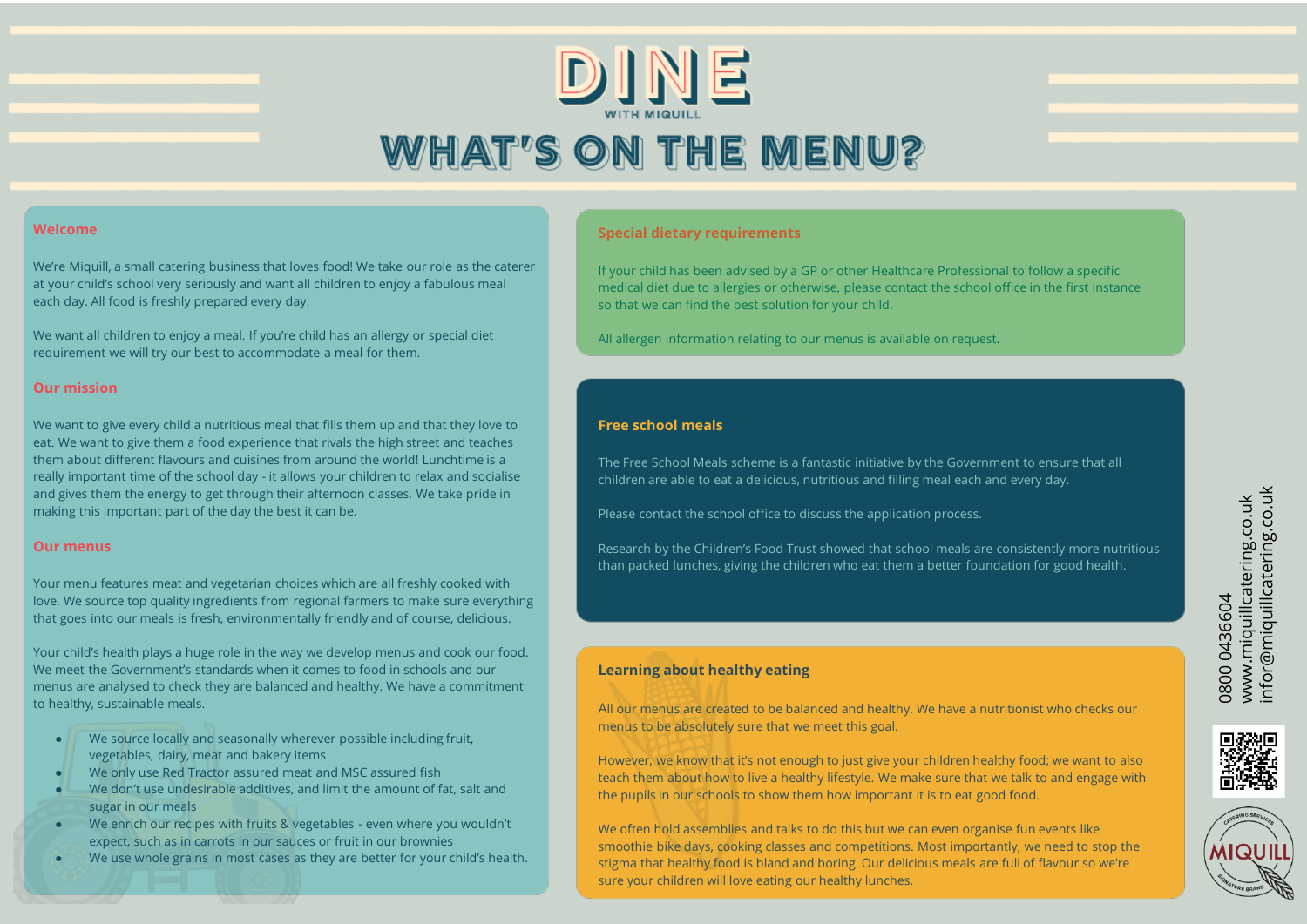# DINE

WITH MIQUILL

# WHAT'S ON THE MENU?

## Welcome

We're Miquill, a small catering business that loves food! We take our role as the caterer at your child's school very seriously and want all children to enjoy a fabulous meal each day. All food is freshly prepared every day.

We want all children to enjoy a meal. If you're child has an allergy or special diet requirement we will try our best to accommodate a meal for them.

## Our mission

We want to give every child a nutritious meal that fills them up and that they love to eat. We want to give them a food experience that rivals the high street and teaches them about different flavours and cuisines from around the world! Lunchtime is a really important time of the school day - it allows your children to relax and socialise and gives them the energy to get through their afternoon classes. We take pride in making this important part of the day the best it can be.

## Our menus

Your menu features meat and vegetarian choices which are all freshly cooked with love. We source top quality ingredients from regional farmers to make sure everything that goes into our meals is fresh, environmentally friendly and of course, delicious.

Your child's health plays a huge role in the way we develop menus and cook our food. We meet the Government's standards when it comes to food in schools and our menus are analysed to check they are balanced and healthy. We have a commitment to healthy, sustainable meals.

- We source locally and seasonally wherever possible including fruit, vegetables, dairy, meat and bakery items
- We only use Red Tractor assured meat and MSC assured fish
- We don't use undesirable additives, and limit the amount of fat, salt and sugar in our meals
- We enrich our recipes with fruits & vegetables - even where you wouldn't expect, such as in carrots in our sauces or fruit in our brownies
- We use whole grains in most cases as they are better for your child's health.

## Special dietary requirements

If your child has been advised by a GP or other Healthcare Professional to follow a specific medical diet due to allergies or otherwise, please contact the school office in the first instance so that we can find the best solution for your child.

All allergen information relating to our menus is available on request.

## Free school meals

The Free School Meals scheme is a fantastic initiative by the Government to ensure that all children are able to eat a delicious, nutritious and filling meal each and every day.

Please contact the school office to discuss the application process.

Research by the Children's Food Trust showed that school meals are consistently more nutritious than packed lunches, giving the children who eat them a better foundation for good health.

## Learning about healthy eating

All our menus are created to be balanced and healthy. We have a nutritionist who checks our menus to be absolutely sure that we meet this goal.

However, we know that it's not enough to just give your children healthy food; we want to also teach them about how to live a healthy lifestyle. We make sure that we talk to and engage with the pupils in our schools to show them how important it is to eat good food.

We often hold assemblies and talks to do this but we can even organise fun events like smoothie bike days, cooking classes and competitions. Most importantly, we need to stop the stigma that healthy food is bland and boring. Our delicious meals are full of flavour so we're sure your children will love eating our healthy lunches.

0800 0436604
www.miquillcatering.co.uk
infor@miquillcatering.co.uk

MIQUILL – CATERING SERVICES – SIGNATURE BRAND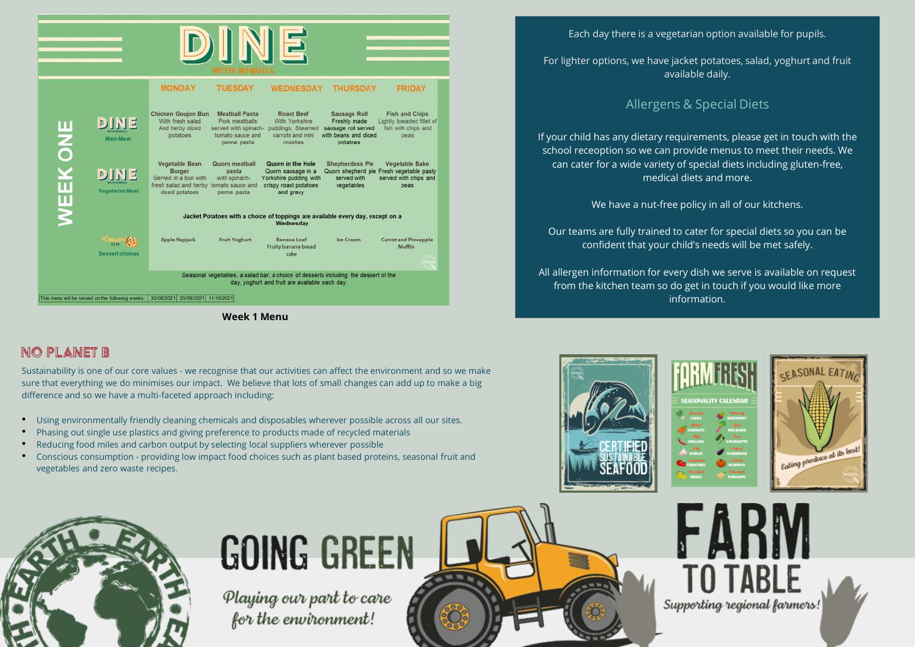# DINE

WITH MIQUILL

## WEEK ONE

| | MONDAY | TUESDAY | WEDNESDAY | THURSDAY | FRIDAY |
|---|---|---|---|---|---|
| DINE Main Meal | **Chicken Goujon Bun** With fresh salad And herby diced potatoes | **Meatball Pasta** Pork meatballs served with spinach-tomato sauce and penne pasta | **Roast Beef** With Yorkshire puddings, Steamed carrots and mini roasties | **Sausage Roll** Freshly made sausage roll served with beans and diced potatoes | **Fish and Chips** Lightly breaded fillet of fish with chips and peas |
| DINE Vegetarian Meal | **Vegetable Bean Burger** Served in a bun with fresh salad and herby diced potatoes | **Quorn meatball pasta** with spinach-tomato sauce and peme pasta | **Quorn in the Hole** Quorn sausage in a Yorkshire pudding with crispy roast potatoes and gravy | **Shepherdess Pie** Quorn shepherd pie served with vegetables | **Vegetable Bake** Fresh vegetable pasty served with chips and peas |
| | Jacket Potatoes with a choice of toppings are available every day, except on a Wednesday | | | | |
| Dessert choices | Apple flapjack | Fruit Yoghurt | Banana Loaf Fruity banana bread cake | Ice Cream | Carrot and Pineapple Muffin |

Seasonal vegetables, a salad bar, a choice of desserts including the dessert of the day, yoghurt and fruit are available each day.

This menu will be served on the following weeks: 30/08/2021 | 20/09/2021 | 11/10/2021

**Week 1 Menu**

Each day there is a vegetarian option available for pupils.

For lighter options, we have jacket potatoes, salad, yoghurt and fruit available daily.

## Allergens & Special Diets

If your child has any dietary requirements, please get in touch with the school receoption so we can provide menus to meet their needs. We can cater for a wide variety of special diets including gluten-free, medical diets and more.

We have a nut-free policy in all of our kitchens.

Our teams are fully trained to cater for special diets so you can be confident that your child's needs will be met safely.

All allergen information for every dish we serve is available on request from the kitchen team so do get in touch if you would like more information.

## NO PLANET B

Sustainability is one of our core values - we recognise that our activities can affect the environment and so we make sure that everything we do minimises our impact. We believe that lots of small changes can add up to make a big difference and so we have a multi-faceted approach including:

- Using environmentally friendly cleaning chemicals and disposables wherever possible across all our sites.
- Phasing out single use plastics and giving preference to products made of recycled materials
- Reducing food miles and carbon output by selecting local suppliers wherever possible
- Conscious consumption - providing low impact food choices such as plant based proteins, seasonal fruit and vegetables and zero waste recipes.

CERTIFIED SUSTAINABLE SEAFOOD

FARM FRESH SEASONALITY CALENDAR

SEASONAL EATING — Eating produce at its best!

## GOING GREEN

*Playing our part to care for the environment!*

## FARM TO TABLE

*Supporting regional farmers!*